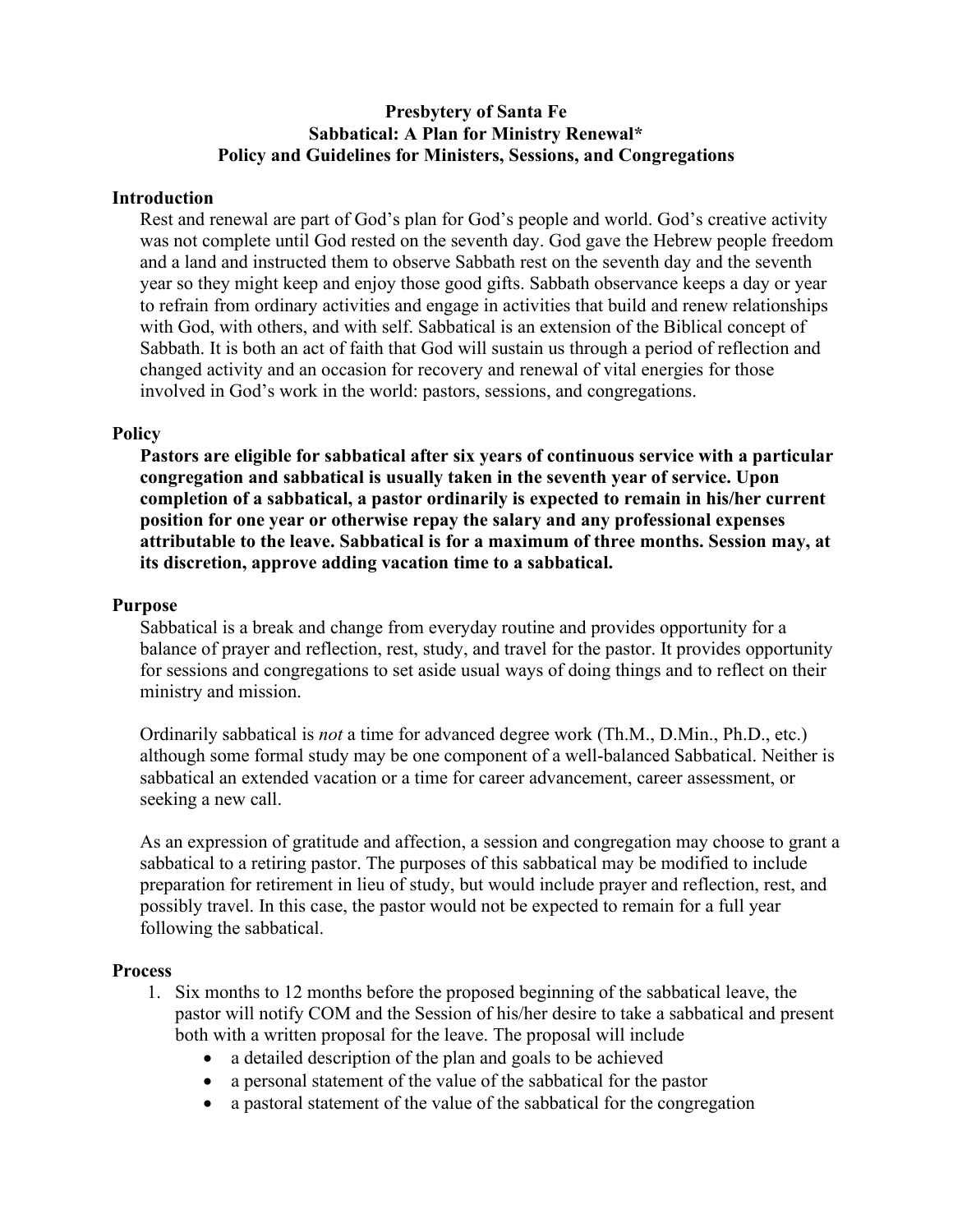# Presbytery of Santa Fe
## Sabbatical: A Plan for Ministry Renewal*
## Policy and Guidelines for Ministers, Sessions, and Congregations

### Introduction

Rest and renewal are part of God's plan for God's people and world. God's creative activity was not complete until God rested on the seventh day. God gave the Hebrew people freedom and a land and instructed them to observe Sabbath rest on the seventh day and the seventh year so they might keep and enjoy those good gifts. Sabbath observance keeps a day or year to refrain from ordinary activities and engage in activities that build and renew relationships with God, with others, and with self. Sabbatical is an extension of the Biblical concept of Sabbath. It is both an act of faith that God will sustain us through a period of reflection and changed activity and an occasion for recovery and renewal of vital energies for those involved in God's work in the world: pastors, sessions, and congregations.

### Policy

**Pastors are eligible for sabbatical after six years of continuous service with a particular congregation and sabbatical is usually taken in the seventh year of service. Upon completion of a sabbatical, a pastor ordinarily is expected to remain in his/her current position for one year or otherwise repay the salary and any professional expenses attributable to the leave. Sabbatical is for a maximum of three months. Session may, at its discretion, approve adding vacation time to a sabbatical.**

### Purpose

Sabbatical is a break and change from everyday routine and provides opportunity for a balance of prayer and reflection, rest, study, and travel for the pastor. It provides opportunity for sessions and congregations to set aside usual ways of doing things and to reflect on their ministry and mission.

Ordinarily sabbatical is *not* a time for advanced degree work (Th.M., D.Min., Ph.D., etc.) although some formal study may be one component of a well-balanced Sabbatical. Neither is sabbatical an extended vacation or a time for career advancement, career assessment, or seeking a new call.

As an expression of gratitude and affection, a session and congregation may choose to grant a sabbatical to a retiring pastor. The purposes of this sabbatical may be modified to include preparation for retirement in lieu of study, but would include prayer and reflection, rest, and possibly travel. In this case, the pastor would not be expected to remain for a full year following the sabbatical.

### Process

1. Six months to 12 months before the proposed beginning of the sabbatical leave, the pastor will notify COM and the Session of his/her desire to take a sabbatical and present both with a written proposal for the leave. The proposal will include
   - a detailed description of the plan and goals to be achieved
   - a personal statement of the value of the sabbatical for the pastor
   - a pastoral statement of the value of the sabbatical for the congregation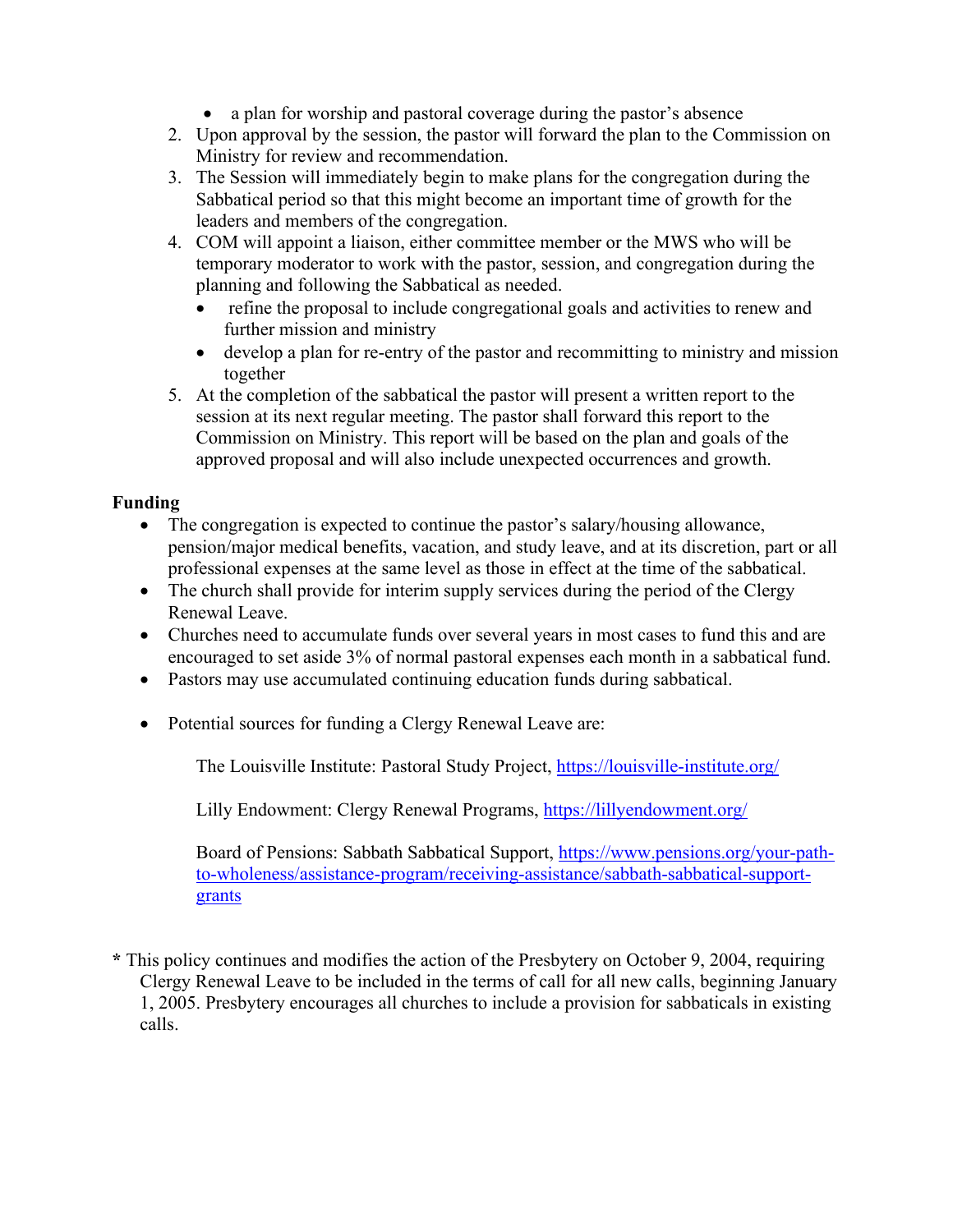- a plan for worship and pastoral coverage during the pastor's absence

2. Upon approval by the session, the pastor will forward the plan to the Commission on Ministry for review and recommendation.
3. The Session will immediately begin to make plans for the congregation during the Sabbatical period so that this might become an important time of growth for the leaders and members of the congregation.
4. COM will appoint a liaison, either committee member or the MWS who will be temporary moderator to work with the pastor, session, and congregation during the planning and following the Sabbatical as needed.
   - refine the proposal to include congregational goals and activities to renew and further mission and ministry
   - develop a plan for re-entry of the pastor and recommitting to ministry and mission together
5. At the completion of the sabbatical the pastor will present a written report to the session at its next regular meeting. The pastor shall forward this report to the Commission on Ministry. This report will be based on the plan and goals of the approved proposal and will also include unexpected occurrences and growth.

**Funding**

- The congregation is expected to continue the pastor's salary/housing allowance, pension/major medical benefits, vacation, and study leave, and at its discretion, part or all professional expenses at the same level as those in effect at the time of the sabbatical.
- The church shall provide for interim supply services during the period of the Clergy Renewal Leave.
- Churches need to accumulate funds over several years in most cases to fund this and are encouraged to set aside 3% of normal pastoral expenses each month in a sabbatical fund.
- Pastors may use accumulated continuing education funds during sabbatical.

- Potential sources for funding a Clergy Renewal Leave are:

  The Louisville Institute: Pastoral Study Project, https://louisville-institute.org/

  Lilly Endowment: Clergy Renewal Programs, https://lillyendowment.org/

  Board of Pensions: Sabbath Sabbatical Support, https://www.pensions.org/your-path-to-wholeness/assistance-program/receiving-assistance/sabbath-sabbatical-support-grants

**\*** This policy continues and modifies the action of the Presbytery on October 9, 2004, requiring Clergy Renewal Leave to be included in the terms of call for all new calls, beginning January 1, 2005. Presbytery encourages all churches to include a provision for sabbaticals in existing calls.